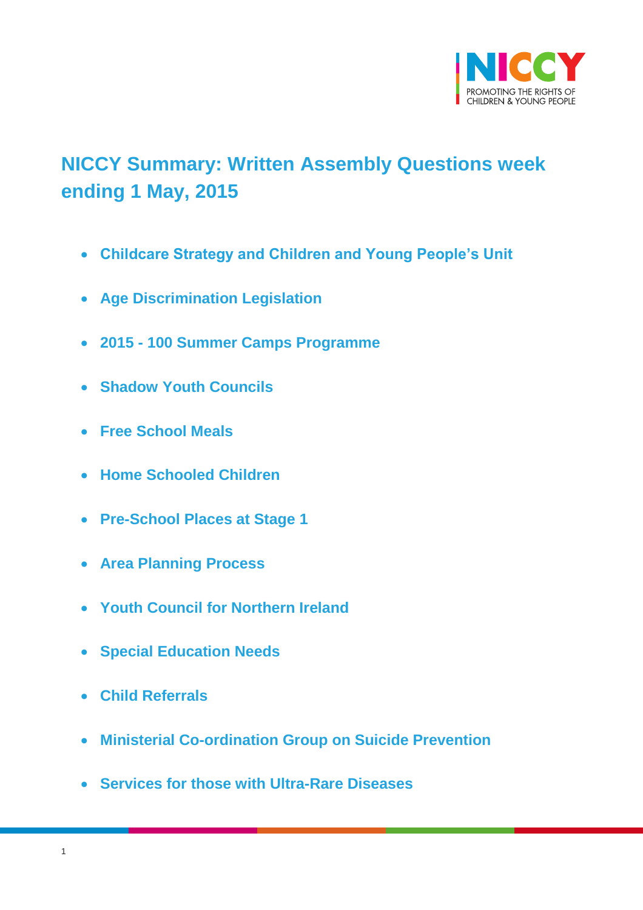# NICCY Summary: Written Assembly Questions week ending 1 May, 2015

- **Childcare Strategy and Children and Young People's Unit**
- **Age Discrimination Legislation**
- **2015 - 100 Summer Camps Programme**
- **Shadow Youth Councils**
- **Free School Meals**
- **Home Schooled Children**
- **Pre-School Places at Stage 1**
- **Area Planning Process**
- **Youth Council for Northern Ireland**
- **Special Education Needs**
- **Child Referrals**
- **Ministerial Co-ordination Group on Suicide Prevention**
- **Services for those with Ultra-Rare Diseases**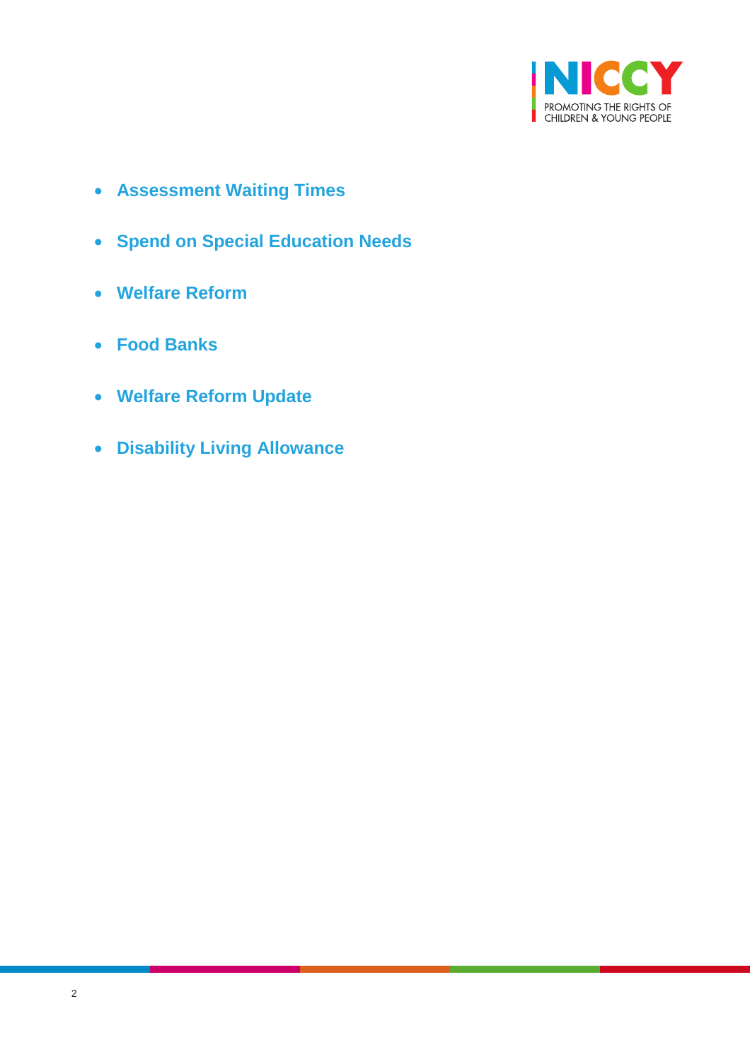- **Assessment Waiting Times**
- **Spend on Special Education Needs**
- **Welfare Reform**
- **Food Banks**
- **Welfare Reform Update**
- **Disability Living Allowance**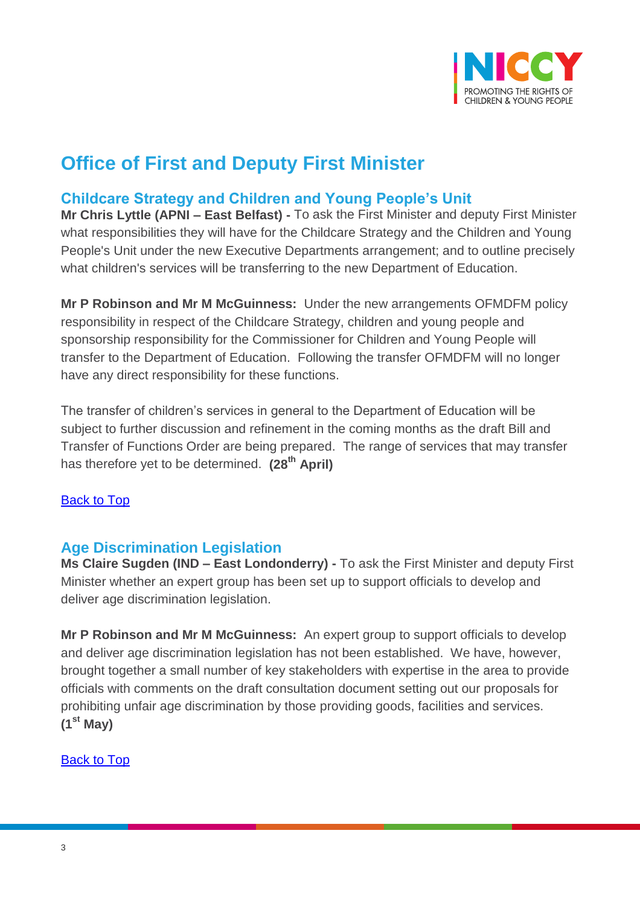# Office of First and Deputy First Minister

## Childcare Strategy and Children and Young People's Unit

**Mr Chris Lyttle (APNI – East Belfast) -** To ask the First Minister and deputy First Minister what responsibilities they will have for the Childcare Strategy and the Children and Young People's Unit under the new Executive Departments arrangement; and to outline precisely what children's services will be transferring to the new Department of Education.

**Mr P Robinson and Mr M McGuinness:** Under the new arrangements OFMDFM policy responsibility in respect of the Childcare Strategy, children and young people and sponsorship responsibility for the Commissioner for Children and Young People will transfer to the Department of Education. Following the transfer OFMDFM will no longer have any direct responsibility for these functions.

The transfer of children's services in general to the Department of Education will be subject to further discussion and refinement in the coming months as the draft Bill and Transfer of Functions Order are being prepared. The range of services that may transfer has therefore yet to be determined. **(28th April)**

Back to Top

## Age Discrimination Legislation

**Ms Claire Sugden (IND – East Londonderry) -** To ask the First Minister and deputy First Minister whether an expert group has been set up to support officials to develop and deliver age discrimination legislation.

**Mr P Robinson and Mr M McGuinness:** An expert group to support officials to develop and deliver age discrimination legislation has not been established. We have, however, brought together a small number of key stakeholders with expertise in the area to provide officials with comments on the draft consultation document setting out our proposals for prohibiting unfair age discrimination by those providing goods, facilities and services. **(1st May)**

Back to Top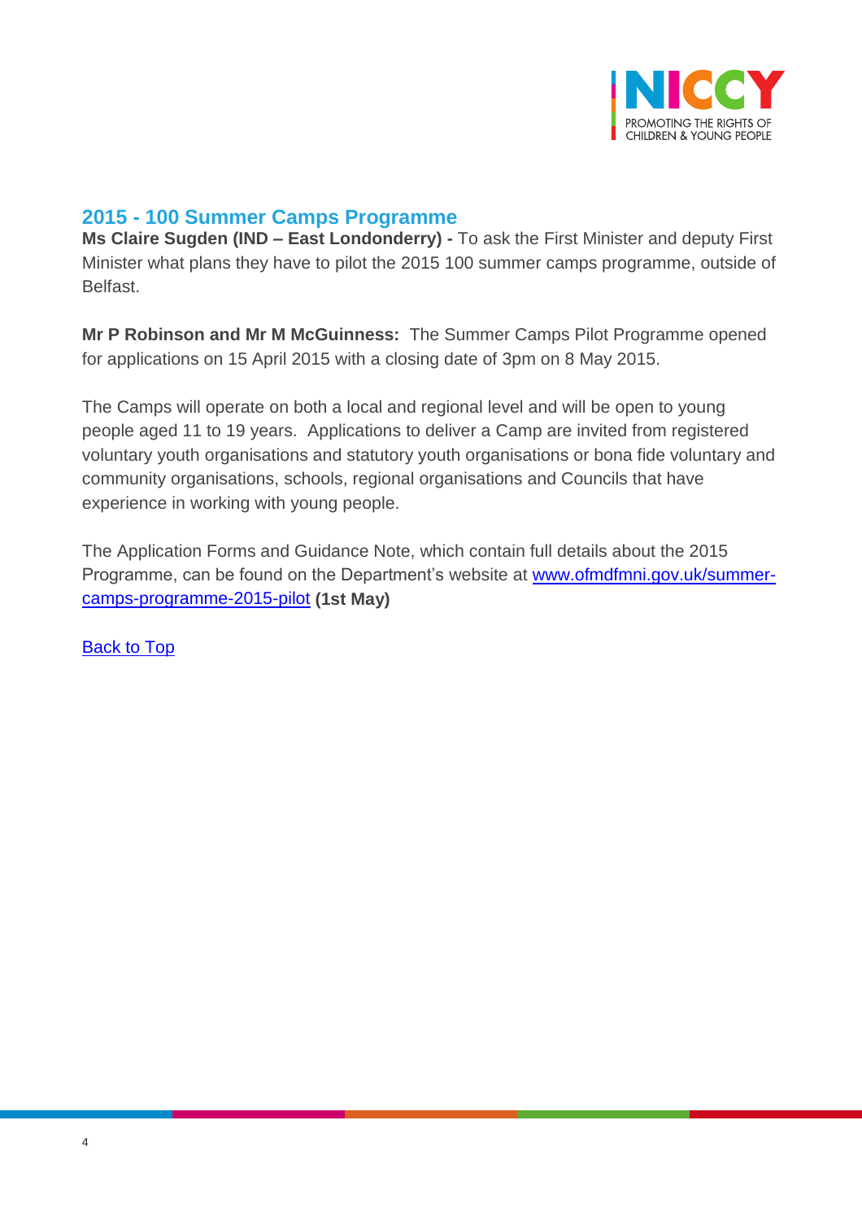## 2015 - 100 Summer Camps Programme

**Ms Claire Sugden (IND – East Londonderry) -** To ask the First Minister and deputy First Minister what plans they have to pilot the 2015 100 summer camps programme, outside of Belfast.

**Mr P Robinson and Mr M McGuinness:** The Summer Camps Pilot Programme opened for applications on 15 April 2015 with a closing date of 3pm on 8 May 2015.

The Camps will operate on both a local and regional level and will be open to young people aged 11 to 19 years. Applications to deliver a Camp are invited from registered voluntary youth organisations and statutory youth organisations or bona fide voluntary and community organisations, schools, regional organisations and Councils that have experience in working with young people.

The Application Forms and Guidance Note, which contain full details about the 2015 Programme, can be found on the Department's website at [www.ofmdfmni.gov.uk/summer-camps-programme-2015-pilot](www.ofmdfmni.gov.uk/summer-camps-programme-2015-pilot) **(1st May)**

Back to Top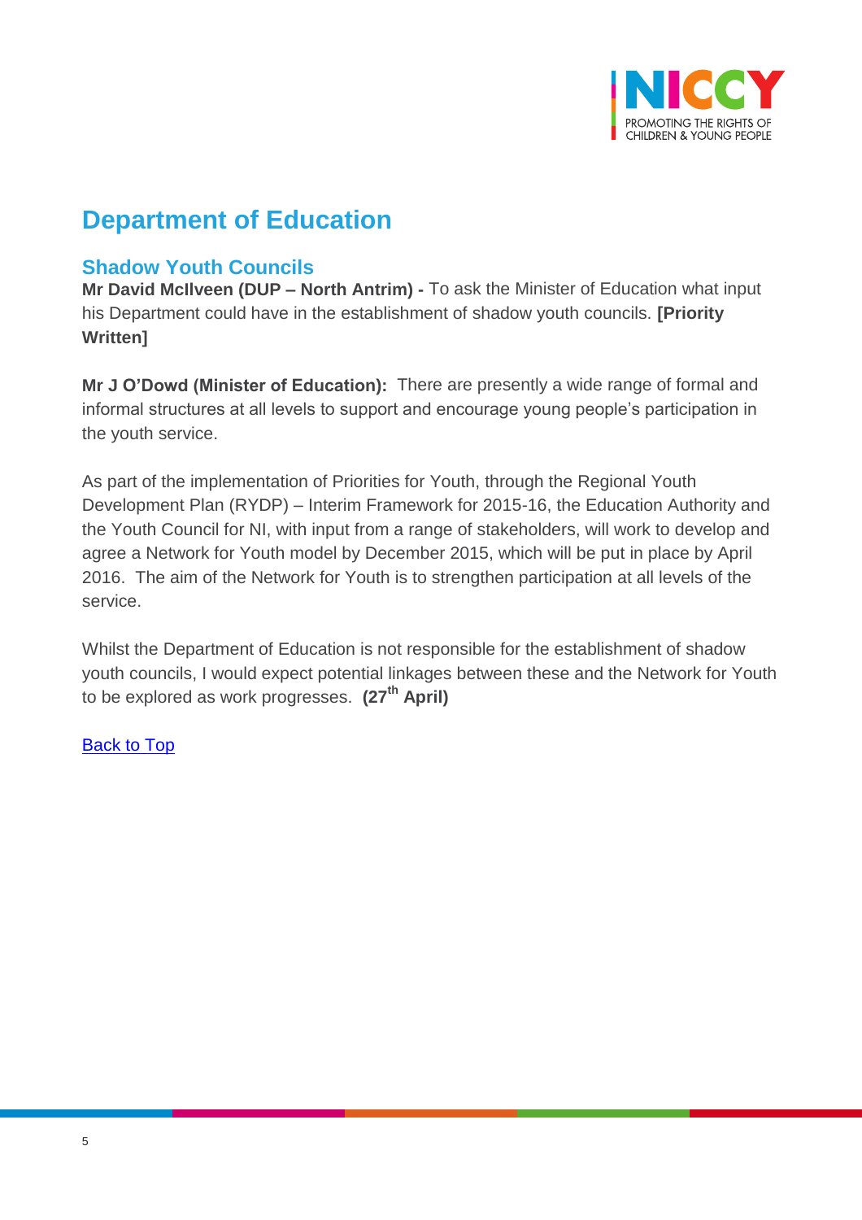## Department of Education

### Shadow Youth Councils

**Mr David McIlveen (DUP – North Antrim) -** To ask the Minister of Education what input his Department could have in the establishment of shadow youth councils. **[Priority Written]**

**Mr J O'Dowd (Minister of Education):** There are presently a wide range of formal and informal structures at all levels to support and encourage young people's participation in the youth service.

As part of the implementation of Priorities for Youth, through the Regional Youth Development Plan (RYDP) – Interim Framework for 2015-16, the Education Authority and the Youth Council for NI, with input from a range of stakeholders, will work to develop and agree a Network for Youth model by December 2015, which will be put in place by April 2016. The aim of the Network for Youth is to strengthen participation at all levels of the service.

Whilst the Department of Education is not responsible for the establishment of shadow youth councils, I would expect potential linkages between these and the Network for Youth to be explored as work progresses. **(27th April)**

Back to Top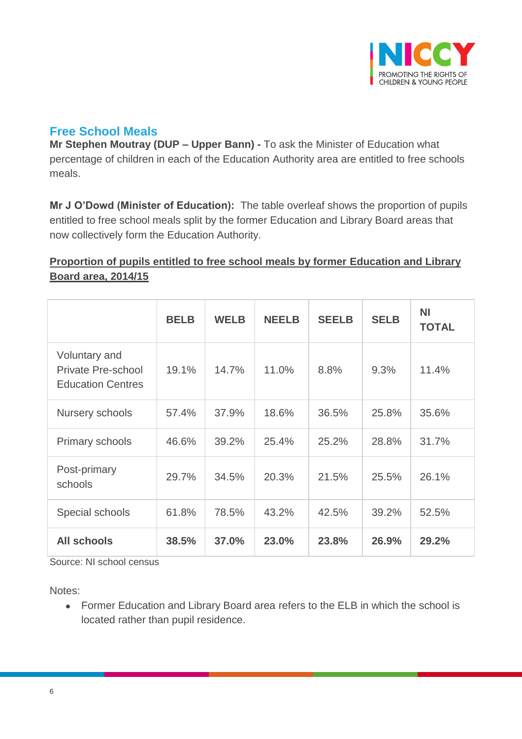## Free School Meals

**Mr Stephen Moutray (DUP – Upper Bann) -** To ask the Minister of Education what percentage of children in each of the Education Authority area are entitled to free schools meals.

**Mr J O'Dowd (Minister of Education):** The table overleaf shows the proportion of pupils entitled to free school meals split by the former Education and Library Board areas that now collectively form the Education Authority.

**Proportion of pupils entitled to free school meals by former Education and Library Board area, 2014/15**

| | BELB | WELB | NEELB | SEELB | SELB | NI TOTAL |
|---|---|---|---|---|---|---|
| Voluntary and Private Pre-school Education Centres | 19.1% | 14.7% | 11.0% | 8.8% | 9.3% | 11.4% |
| Nursery schools | 57.4% | 37.9% | 18.6% | 36.5% | 25.8% | 35.6% |
| Primary schools | 46.6% | 39.2% | 25.4% | 25.2% | 28.8% | 31.7% |
| Post-primary schools | 29.7% | 34.5% | 20.3% | 21.5% | 25.5% | 26.1% |
| Special schools | 61.8% | 78.5% | 43.2% | 42.5% | 39.2% | 52.5% |
| **All schools** | **38.5%** | **37.0%** | **23.0%** | **23.8%** | **26.9%** | **29.2%** |

Source: NI school census

Notes:

- Former Education and Library Board area refers to the ELB in which the school is located rather than pupil residence.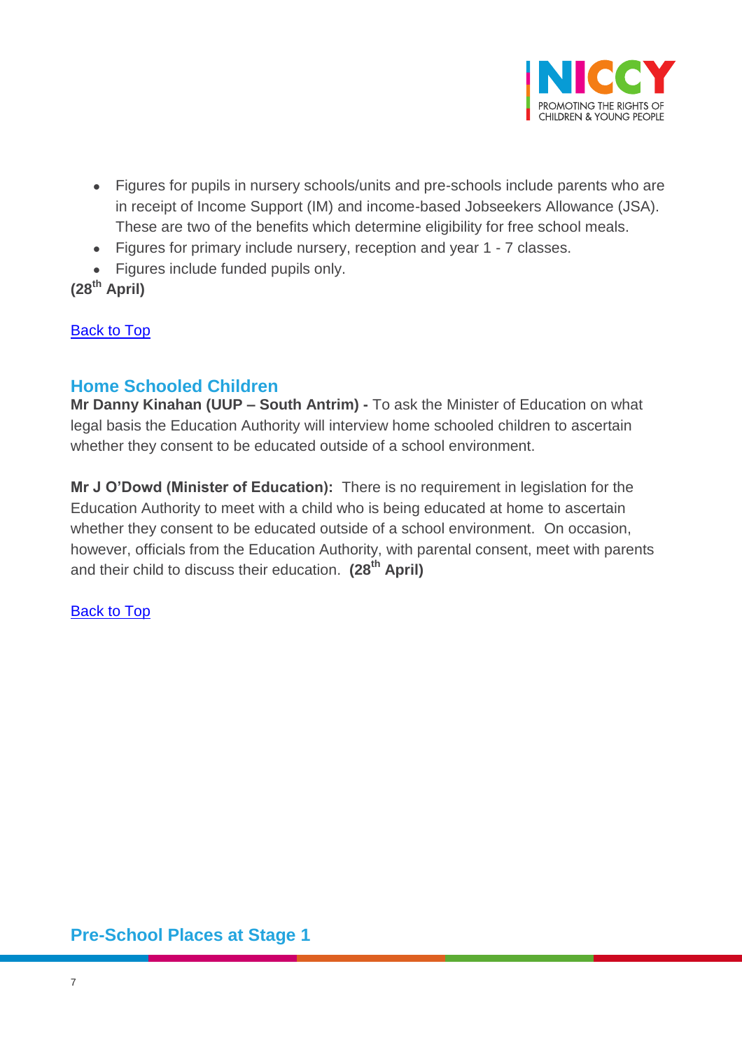- Figures for pupils in nursery schools/units and pre-schools include parents who are in receipt of Income Support (IM) and income-based Jobseekers Allowance (JSA). These are two of the benefits which determine eligibility for free school meals.
- Figures for primary include nursery, reception and year 1 - 7 classes.
- Figures include funded pupils only.

**(28th April)**

Back to Top

## Home Schooled Children

**Mr Danny Kinahan (UUP – South Antrim) -** To ask the Minister of Education on what legal basis the Education Authority will interview home schooled children to ascertain whether they consent to be educated outside of a school environment.

**Mr J O'Dowd (Minister of Education):** There is no requirement in legislation for the Education Authority to meet with a child who is being educated at home to ascertain whether they consent to be educated outside of a school environment. On occasion, however, officials from the Education Authority, with parental consent, meet with parents and their child to discuss their education. **(28th April)**

Back to Top

## Pre-School Places at Stage 1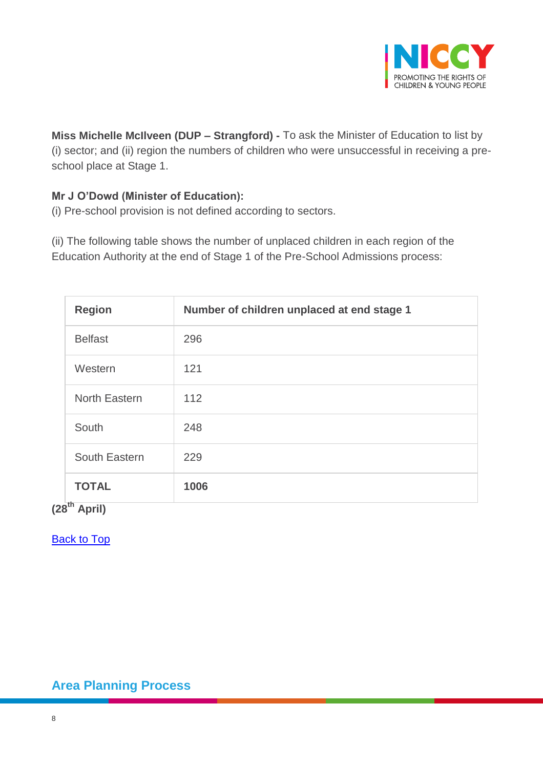**Miss Michelle McIlveen (DUP – Strangford) -** To ask the Minister of Education to list by (i) sector; and (ii) region the numbers of children who were unsuccessful in receiving a pre-school place at Stage 1.

**Mr J O'Dowd (Minister of Education):**
(i) Pre-school provision is not defined according to sectors.

(ii) The following table shows the number of unplaced children in each region of the Education Authority at the end of Stage 1 of the Pre-School Admissions process:

| Region | Number of children unplaced at end stage 1 |
|---|---|
| Belfast | 296 |
| Western | 121 |
| North Eastern | 112 |
| South | 248 |
| South Eastern | 229 |
| **TOTAL** | **1006** |

**(28th April)**

Back to Top

## Area Planning Process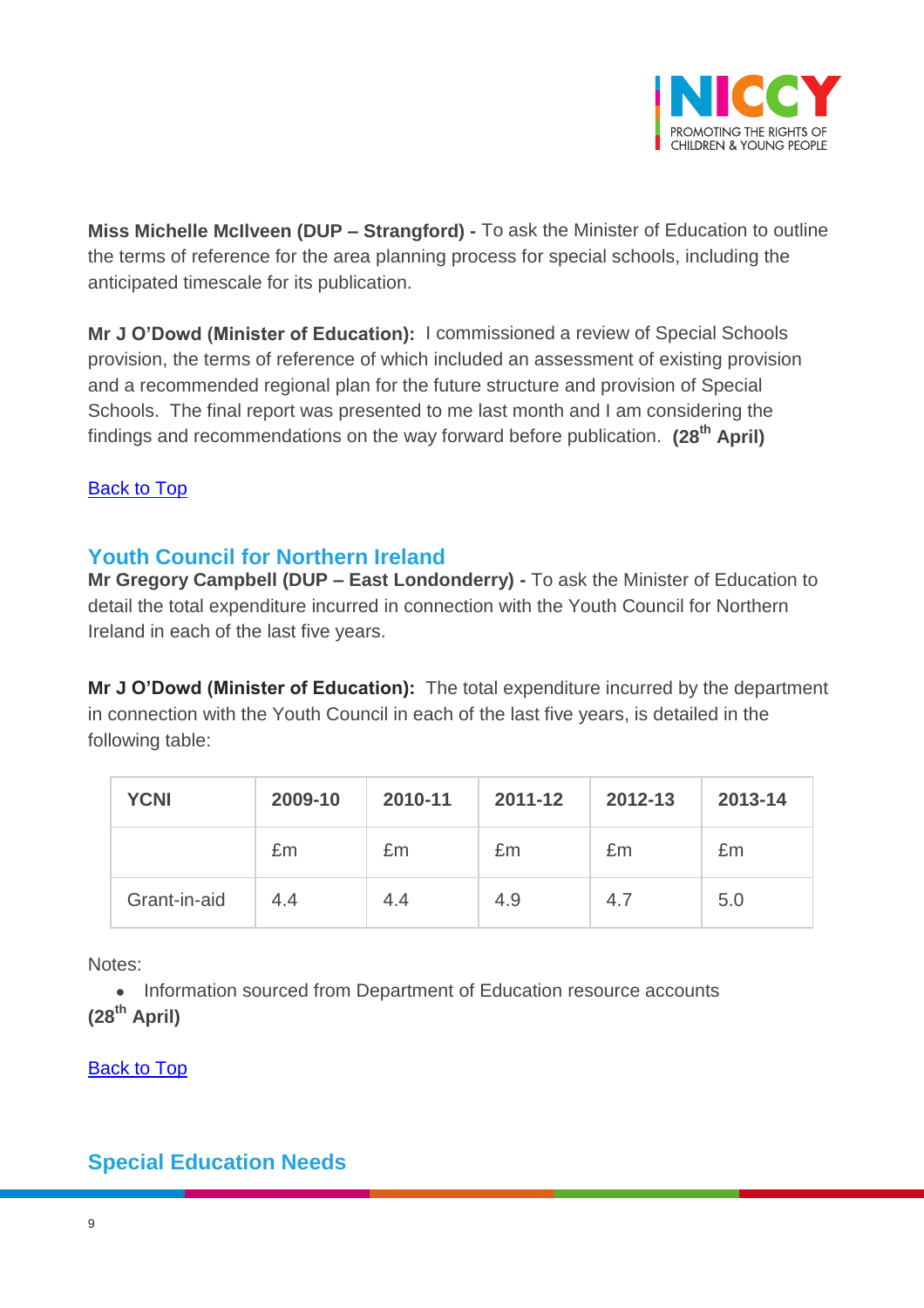**Miss Michelle McIlveen (DUP – Strangford) -** To ask the Minister of Education to outline the terms of reference for the area planning process for special schools, including the anticipated timescale for its publication.

**Mr J O'Dowd (Minister of Education):** I commissioned a review of Special Schools provision, the terms of reference of which included an assessment of existing provision and a recommended regional plan for the future structure and provision of Special Schools. The final report was presented to me last month and I am considering the findings and recommendations on the way forward before publication. **(28th April)**

Back to Top

## Youth Council for Northern Ireland

**Mr Gregory Campbell (DUP – East Londonderry) -** To ask the Minister of Education to detail the total expenditure incurred in connection with the Youth Council for Northern Ireland in each of the last five years.

**Mr J O'Dowd (Minister of Education):** The total expenditure incurred by the department in connection with the Youth Council in each of the last five years, is detailed in the following table:

| YCNI | 2009-10 | 2010-11 | 2011-12 | 2012-13 | 2013-14 |
|---|---|---|---|---|---|
| | £m | £m | £m | £m | £m |
| Grant-in-aid | 4.4 | 4.4 | 4.9 | 4.7 | 5.0 |

Notes:

- Information sourced from Department of Education resource accounts

**(28th April)**

Back to Top

## Special Education Needs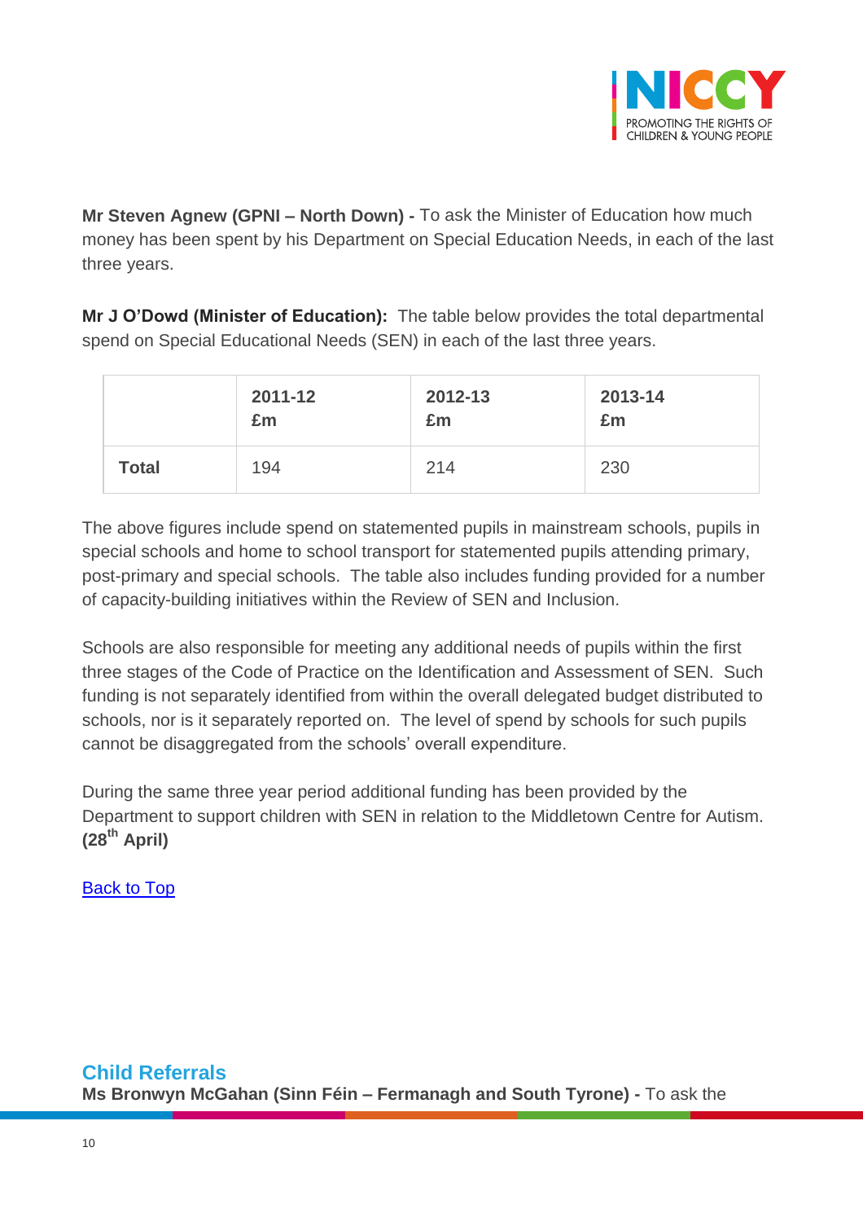**Mr Steven Agnew (GPNI – North Down) -** To ask the Minister of Education how much money has been spent by his Department on Special Education Needs, in each of the last three years.

**Mr J O'Dowd (Minister of Education):** The table below provides the total departmental spend on Special Educational Needs (SEN) in each of the last three years.

| | **2011-12 £m** | **2012-13 £m** | **2013-14 £m** |
|---|---|---|---|
| **Total** | 194 | 214 | 230 |

The above figures include spend on statemented pupils in mainstream schools, pupils in special schools and home to school transport for statemented pupils attending primary, post-primary and special schools. The table also includes funding provided for a number of capacity-building initiatives within the Review of SEN and Inclusion.

Schools are also responsible for meeting any additional needs of pupils within the first three stages of the Code of Practice on the Identification and Assessment of SEN. Such funding is not separately identified from within the overall delegated budget distributed to schools, nor is it separately reported on. The level of spend by schools for such pupils cannot be disaggregated from the schools' overall expenditure.

During the same three year period additional funding has been provided by the Department to support children with SEN in relation to the Middletown Centre for Autism. **(28th April)**

Back to Top

## Child Referrals

**Ms Bronwyn McGahan (Sinn Féin – Fermanagh and South Tyrone) -** To ask the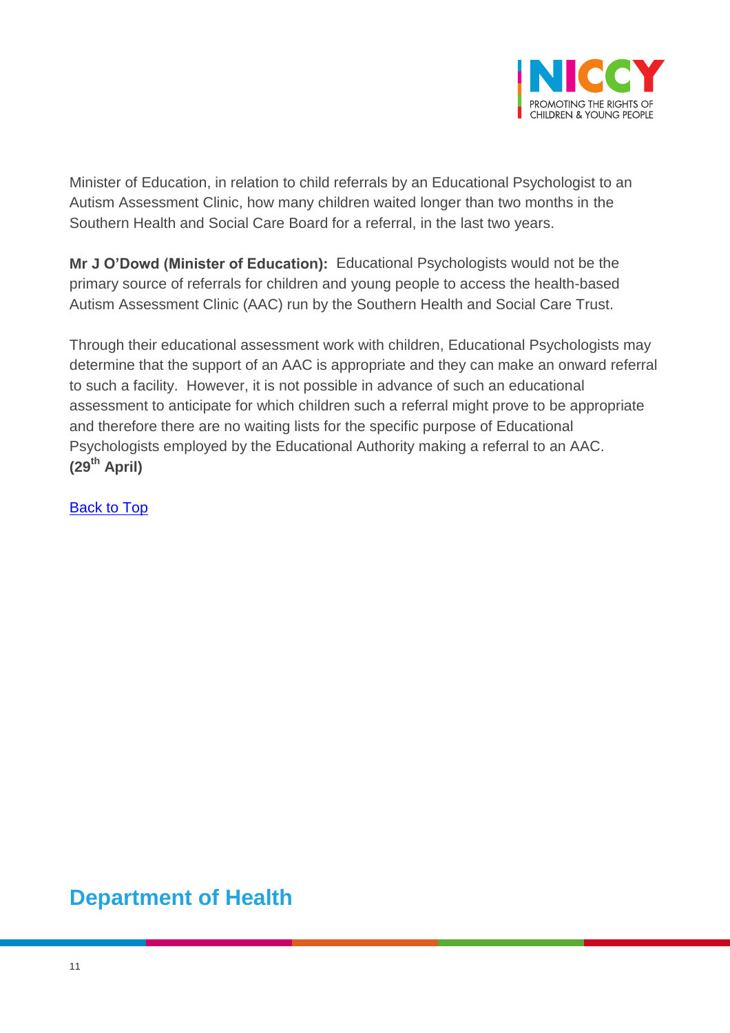Minister of Education, in relation to child referrals by an Educational Psychologist to an Autism Assessment Clinic, how many children waited longer than two months in the Southern Health and Social Care Board for a referral, in the last two years.

**Mr J O'Dowd (Minister of Education):** Educational Psychologists would not be the primary source of referrals for children and young people to access the health-based Autism Assessment Clinic (AAC) run by the Southern Health and Social Care Trust.

Through their educational assessment work with children, Educational Psychologists may determine that the support of an AAC is appropriate and they can make an onward referral to such a facility. However, it is not possible in advance of such an educational assessment to anticipate for which children such a referral might prove to be appropriate and therefore there are no waiting lists for the specific purpose of Educational Psychologists employed by the Educational Authority making a referral to an AAC. **(29th April)**

Back to Top

## Department of Health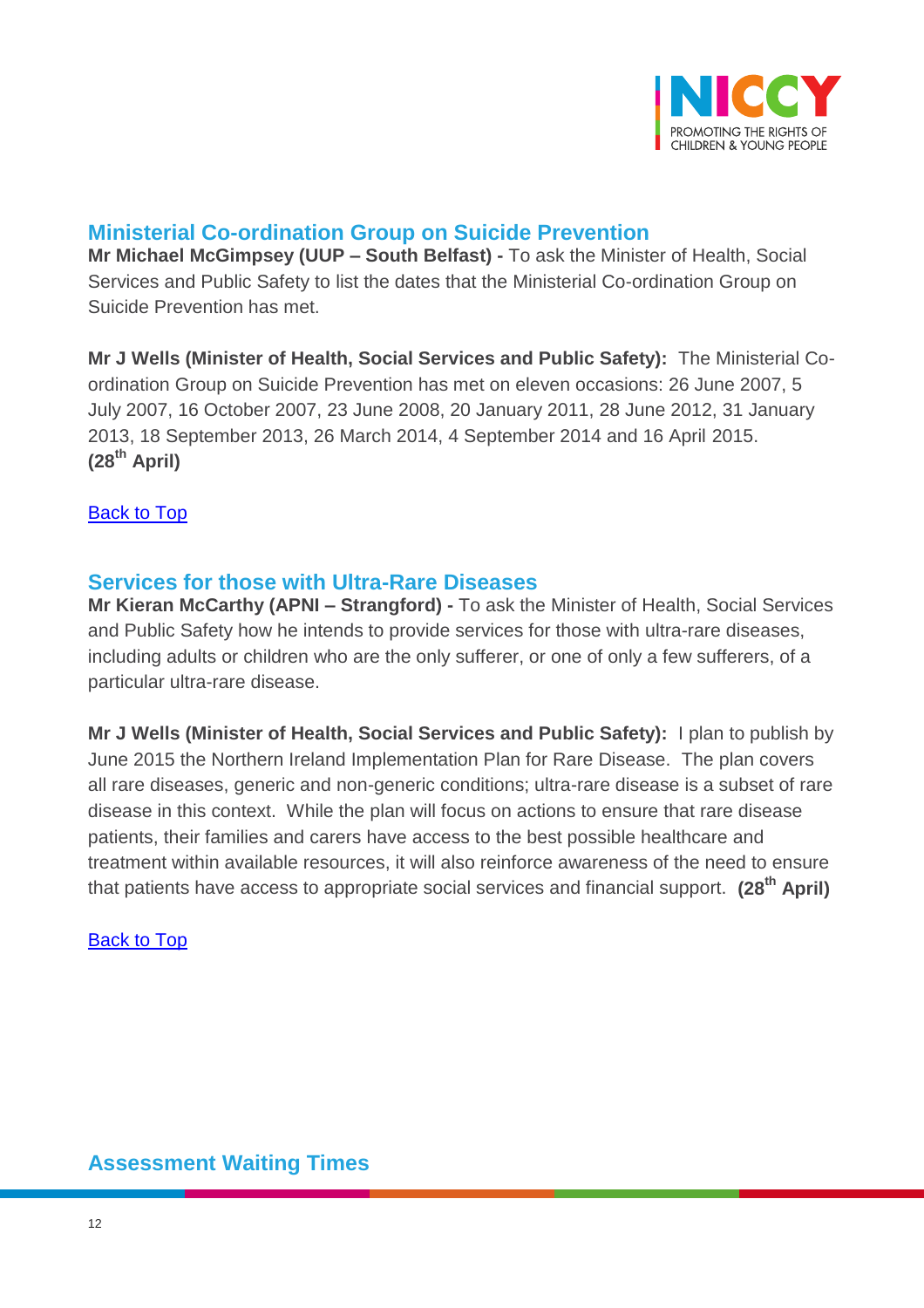## Ministerial Co-ordination Group on Suicide Prevention

**Mr Michael McGimpsey (UUP – South Belfast) -** To ask the Minister of Health, Social Services and Public Safety to list the dates that the Ministerial Co-ordination Group on Suicide Prevention has met.

**Mr J Wells (Minister of Health, Social Services and Public Safety):** The Ministerial Co-ordination Group on Suicide Prevention has met on eleven occasions: 26 June 2007, 5 July 2007, 16 October 2007, 23 June 2008, 20 January 2011, 28 June 2012, 31 January 2013, 18 September 2013, 26 March 2014, 4 September 2014 and 16 April 2015. **(28th April)**

Back to Top

## Services for those with Ultra-Rare Diseases

**Mr Kieran McCarthy (APNI – Strangford) -** To ask the Minister of Health, Social Services and Public Safety how he intends to provide services for those with ultra-rare diseases, including adults or children who are the only sufferer, or one of only a few sufferers, of a particular ultra-rare disease.

**Mr J Wells (Minister of Health, Social Services and Public Safety):** I plan to publish by June 2015 the Northern Ireland Implementation Plan for Rare Disease. The plan covers all rare diseases, generic and non-generic conditions; ultra-rare disease is a subset of rare disease in this context. While the plan will focus on actions to ensure that rare disease patients, their families and carers have access to the best possible healthcare and treatment within available resources, it will also reinforce awareness of the need to ensure that patients have access to appropriate social services and financial support. **(28th April)**

Back to Top

## Assessment Waiting Times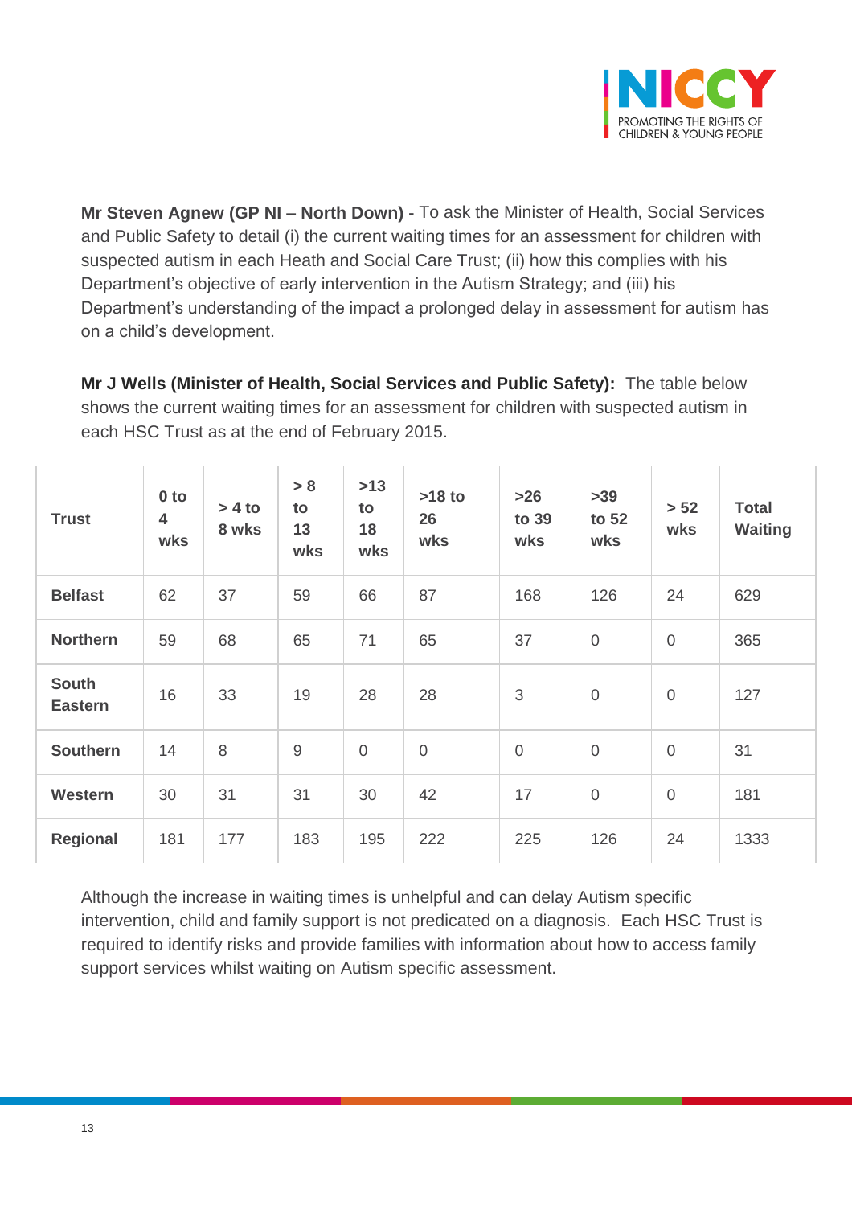**Mr Steven Agnew (GP NI – North Down) -** To ask the Minister of Health, Social Services and Public Safety to detail (i) the current waiting times for an assessment for children with suspected autism in each Heath and Social Care Trust; (ii) how this complies with his Department's objective of early intervention in the Autism Strategy; and (iii) his Department's understanding of the impact a prolonged delay in assessment for autism has on a child's development.

**Mr J Wells (Minister of Health, Social Services and Public Safety):** The table below shows the current waiting times for an assessment for children with suspected autism in each HSC Trust as at the end of February 2015.

| Trust | 0 to 4 wks | > 4 to 8 wks | > 8 to 13 wks | >13 to 18 wks | >18 to 26 wks | >26 to 39 wks | >39 to 52 wks | > 52 wks | Total Waiting |
|---|---|---|---|---|---|---|---|---|---|
| **Belfast** | 62 | 37 | 59 | 66 | 87 | 168 | 126 | 24 | 629 |
| **Northern** | 59 | 68 | 65 | 71 | 65 | 37 | 0 | 0 | 365 |
| **South Eastern** | 16 | 33 | 19 | 28 | 28 | 3 | 0 | 0 | 127 |
| **Southern** | 14 | 8 | 9 | 0 | 0 | 0 | 0 | 0 | 31 |
| **Western** | 30 | 31 | 31 | 30 | 42 | 17 | 0 | 0 | 181 |
| **Regional** | 181 | 177 | 183 | 195 | 222 | 225 | 126 | 24 | 1333 |

Although the increase in waiting times is unhelpful and can delay Autism specific intervention, child and family support is not predicated on a diagnosis. Each HSC Trust is required to identify risks and provide families with information about how to access family support services whilst waiting on Autism specific assessment.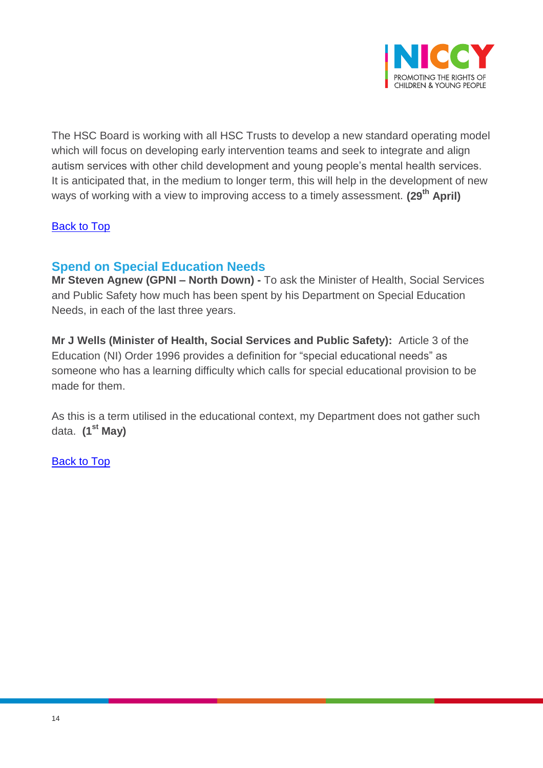The HSC Board is working with all HSC Trusts to develop a new standard operating model which will focus on developing early intervention teams and seek to integrate and align autism services with other child development and young people's mental health services. It is anticipated that, in the medium to longer term, this will help in the development of new ways of working with a view to improving access to a timely assessment. **(29th April)**

Back to Top

## Spend on Special Education Needs

**Mr Steven Agnew (GPNI – North Down) -** To ask the Minister of Health, Social Services and Public Safety how much has been spent by his Department on Special Education Needs, in each of the last three years.

**Mr J Wells (Minister of Health, Social Services and Public Safety):** Article 3 of the Education (NI) Order 1996 provides a definition for "special educational needs" as someone who has a learning difficulty which calls for special educational provision to be made for them.

As this is a term utilised in the educational context, my Department does not gather such data. **(1st May)**

Back to Top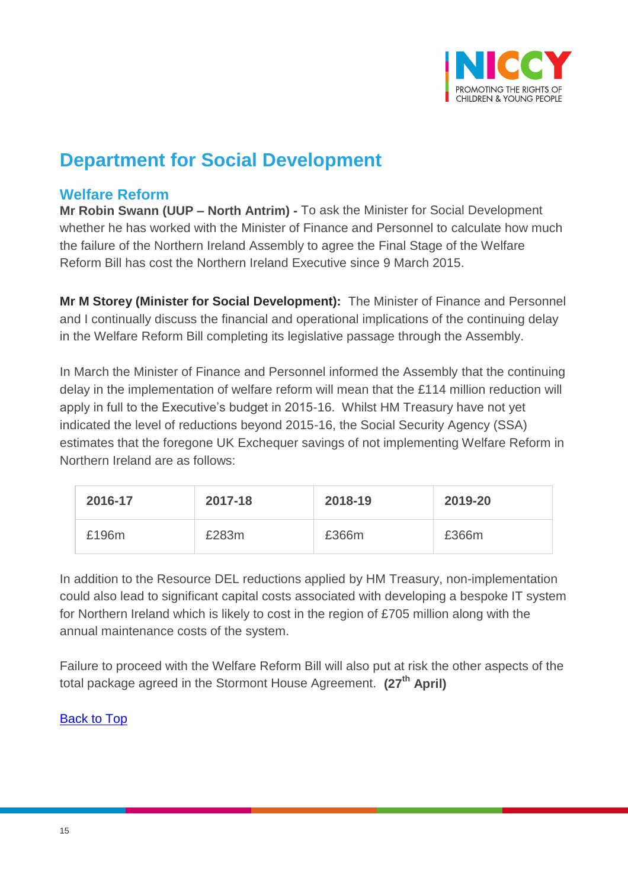# Department for Social Development

## Welfare Reform

**Mr Robin Swann (UUP – North Antrim) -** To ask the Minister for Social Development whether he has worked with the Minister of Finance and Personnel to calculate how much the failure of the Northern Ireland Assembly to agree the Final Stage of the Welfare Reform Bill has cost the Northern Ireland Executive since 9 March 2015.

**Mr M Storey (Minister for Social Development):** The Minister of Finance and Personnel and I continually discuss the financial and operational implications of the continuing delay in the Welfare Reform Bill completing its legislative passage through the Assembly.

In March the Minister of Finance and Personnel informed the Assembly that the continuing delay in the implementation of welfare reform will mean that the £114 million reduction will apply in full to the Executive's budget in 2015-16. Whilst HM Treasury have not yet indicated the level of reductions beyond 2015-16, the Social Security Agency (SSA) estimates that the foregone UK Exchequer savings of not implementing Welfare Reform in Northern Ireland are as follows:

| 2016-17 | 2017-18 | 2018-19 | 2019-20 |
|---|---|---|---|
| £196m | £283m | £366m | £366m |

In addition to the Resource DEL reductions applied by HM Treasury, non-implementation could also lead to significant capital costs associated with developing a bespoke IT system for Northern Ireland which is likely to cost in the region of £705 million along with the annual maintenance costs of the system.

Failure to proceed with the Welfare Reform Bill will also put at risk the other aspects of the total package agreed in the Stormont House Agreement. **(27th April)**

Back to Top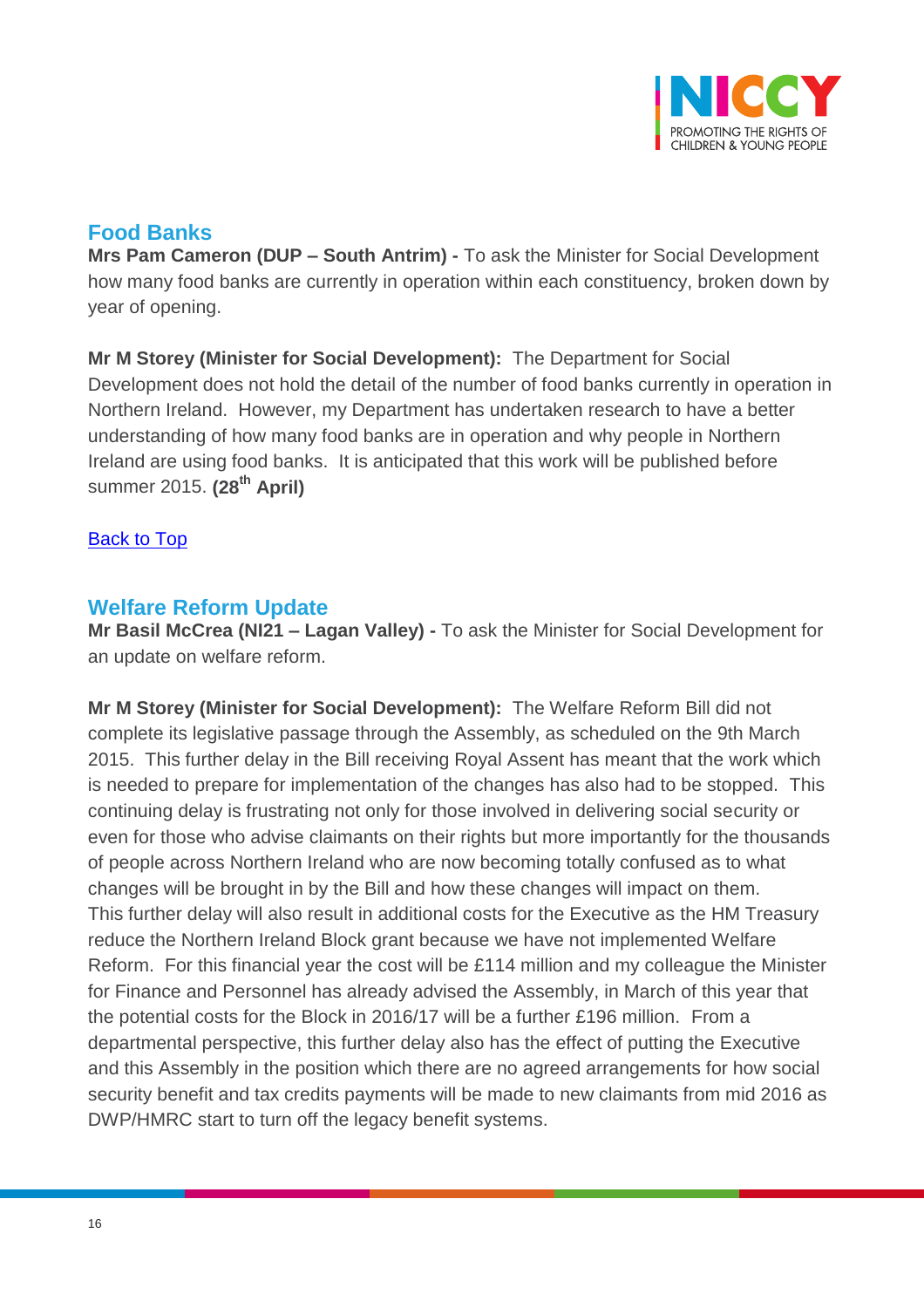## Food Banks

**Mrs Pam Cameron (DUP – South Antrim) -** To ask the Minister for Social Development how many food banks are currently in operation within each constituency, broken down by year of opening.

**Mr M Storey (Minister for Social Development):** The Department for Social Development does not hold the detail of the number of food banks currently in operation in Northern Ireland. However, my Department has undertaken research to have a better understanding of how many food banks are in operation and why people in Northern Ireland are using food banks. It is anticipated that this work will be published before summer 2015. **(28th April)**

Back to Top

## Welfare Reform Update

**Mr Basil McCrea (NI21 – Lagan Valley) -** To ask the Minister for Social Development for an update on welfare reform.

**Mr M Storey (Minister for Social Development):** The Welfare Reform Bill did not complete its legislative passage through the Assembly, as scheduled on the 9th March 2015. This further delay in the Bill receiving Royal Assent has meant that the work which is needed to prepare for implementation of the changes has also had to be stopped. This continuing delay is frustrating not only for those involved in delivering social security or even for those who advise claimants on their rights but more importantly for the thousands of people across Northern Ireland who are now becoming totally confused as to what changes will be brought in by the Bill and how these changes will impact on them. This further delay will also result in additional costs for the Executive as the HM Treasury reduce the Northern Ireland Block grant because we have not implemented Welfare Reform. For this financial year the cost will be £114 million and my colleague the Minister for Finance and Personnel has already advised the Assembly, in March of this year that the potential costs for the Block in 2016/17 will be a further £196 million. From a departmental perspective, this further delay also has the effect of putting the Executive and this Assembly in the position which there are no agreed arrangements for how social security benefit and tax credits payments will be made to new claimants from mid 2016 as DWP/HMRC start to turn off the legacy benefit systems.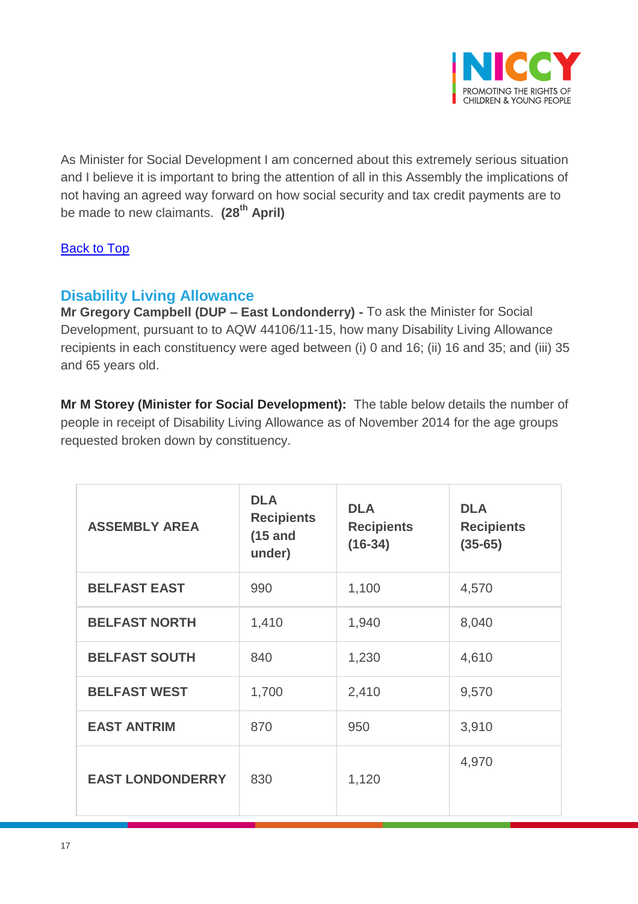As Minister for Social Development I am concerned about this extremely serious situation and I believe it is important to bring the attention of all in this Assembly the implications of not having an agreed way forward on how social security and tax credit payments are to be made to new claimants. **(28th April)**

Back to Top

## Disability Living Allowance

**Mr Gregory Campbell (DUP – East Londonderry) -** To ask the Minister for Social Development, pursuant to to AQW 44106/11-15, how many Disability Living Allowance recipients in each constituency were aged between (i) 0 and 16; (ii) 16 and 35; and (iii) 35 and 65 years old.

**Mr M Storey (Minister for Social Development):** The table below details the number of people in receipt of Disability Living Allowance as of November 2014 for the age groups requested broken down by constituency.

| ASSEMBLY AREA | DLA Recipients (15 and under) | DLA Recipients (16-34) | DLA Recipients (35-65) |
|---|---|---|---|
| BELFAST EAST | 990 | 1,100 | 4,570 |
| BELFAST NORTH | 1,410 | 1,940 | 8,040 |
| BELFAST SOUTH | 840 | 1,230 | 4,610 |
| BELFAST WEST | 1,700 | 2,410 | 9,570 |
| EAST ANTRIM | 870 | 950 | 3,910 |
| EAST LONDONDERRY | 830 | 1,120 | 4,970 |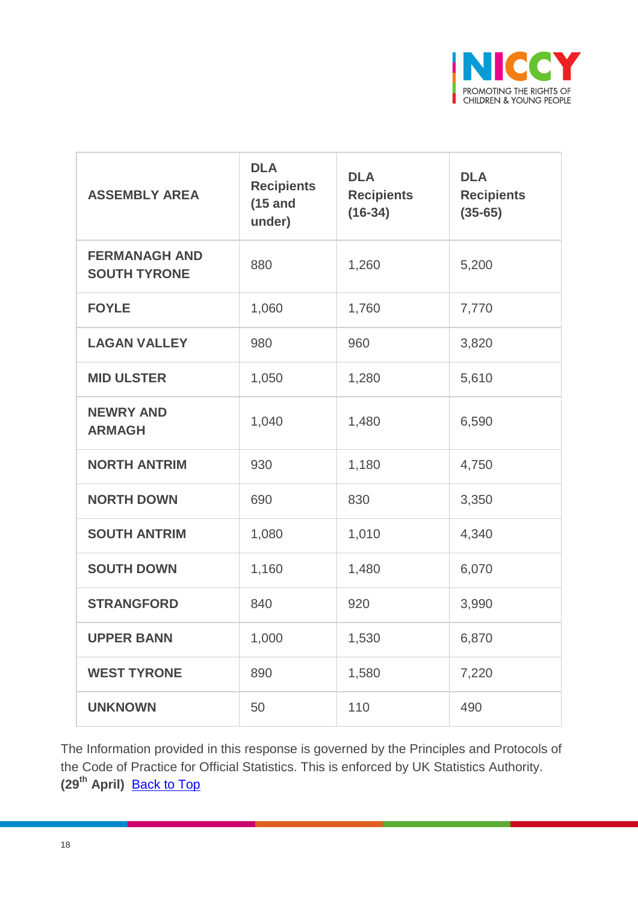| ASSEMBLY AREA | DLA Recipients (15 and under) | DLA Recipients (16-34) | DLA Recipients (35-65) |
|---|---|---|---|
| FERMANAGH AND SOUTH TYRONE | 880 | 1,260 | 5,200 |
| FOYLE | 1,060 | 1,760 | 7,770 |
| LAGAN VALLEY | 980 | 960 | 3,820 |
| MID ULSTER | 1,050 | 1,280 | 5,610 |
| NEWRY AND ARMAGH | 1,040 | 1,480 | 6,590 |
| NORTH ANTRIM | 930 | 1,180 | 4,750 |
| NORTH DOWN | 690 | 830 | 3,350 |
| SOUTH ANTRIM | 1,080 | 1,010 | 4,340 |
| SOUTH DOWN | 1,160 | 1,480 | 6,070 |
| STRANGFORD | 840 | 920 | 3,990 |
| UPPER BANN | 1,000 | 1,530 | 6,870 |
| WEST TYRONE | 890 | 1,580 | 7,220 |
| UNKNOWN | 50 | 110 | 490 |

The Information provided in this response is governed by the Principles and Protocols of the Code of Practice for Official Statistics. This is enforced by UK Statistics Authority. **(29th April)** Back to Top